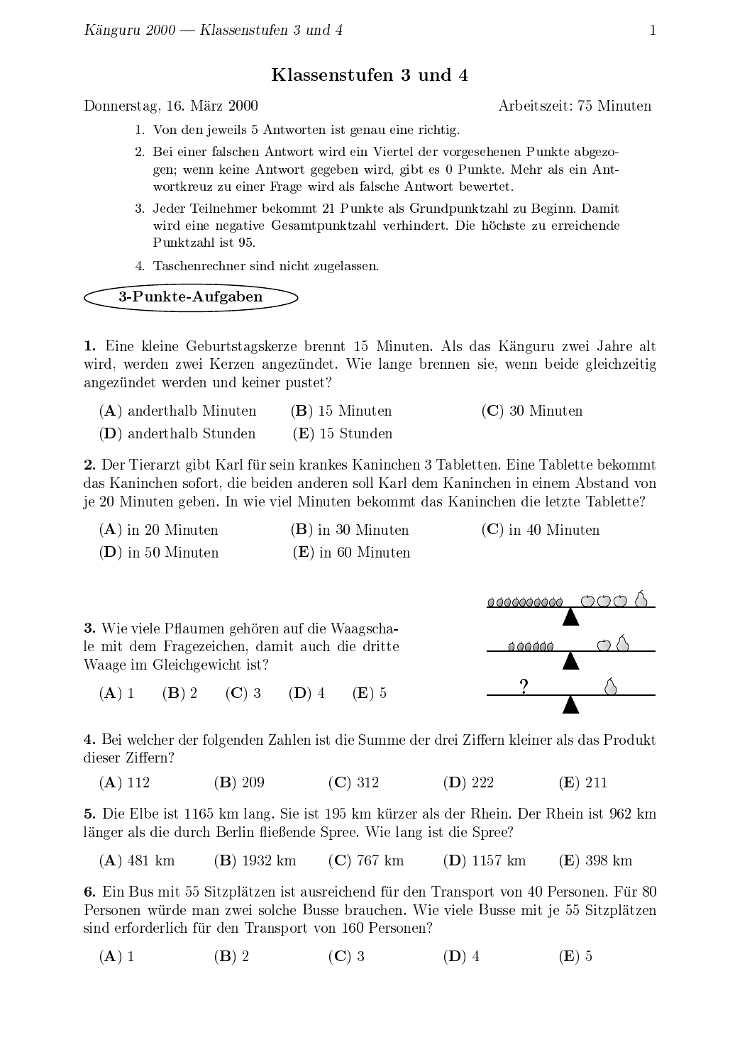## Klassenstufen 3 und 4

Donnerstag, 16. März 2000 Arbeitszeit: 75 Minuten

1. Von den jeweils 5 Antworten ist genau eine richtig.
2. Bei einer falschen Antwort wird ein Viertel der vorgesehenen Punkte abgezogen; wenn keine Antwort gegeben wird, gibt es 0 Punkte. Mehr als ein Antwortkreuz zu einer Frage wird als falsche Antwort bewertet.
3. Jeder Teilnehmer bekommt 21 Punkte als Grundpunktzahl zu Beginn. Damit wird eine negative Gesamtpunktzahl verhindert. Die höchste zu erreichende Punktzahl ist 95.
4. Taschenrechner sind nicht zugelassen.

### 3-Punkte-Aufgaben

**1.** Eine kleine Geburtstagskerze brennt 15 Minuten. Als das Känguru zwei Jahre alt wird, werden zwei Kerzen angezündet. Wie lange brennen sie, wenn beide gleichzeitig angezündet werden und keiner pustet?

(**A**) anderthalb Minuten (**B**) 15 Minuten (**C**) 30 Minuten
(**D**) anderthalb Stunden (**E**) 15 Stunden

**2.** Der Tierarzt gibt Karl für sein krankes Kaninchen 3 Tabletten. Eine Tablette bekommt das Kaninchen sofort, die beiden anderen soll Karl dem Kaninchen in einem Abstand von je 20 Minuten geben. In wie viel Minuten bekommt das Kaninchen die letzte Tablette?

(**A**) in 20 Minuten (**B**) in 30 Minuten (**C**) in 40 Minuten
(**D**) in 50 Minuten (**E**) in 60 Minuten

**3.** Wie viele Pflaumen gehören auf die Waagschale mit dem Fragezeichen, damit auch die dritte Waage im Gleichgewicht ist?

?

(**A**) 1 (**B**) 2 (**C**) 3 (**D**) 4 (**E**) 5

**4.** Bei welcher der folgenden Zahlen ist die Summe der drei Ziffern kleiner als das Produkt dieser Ziffern?

(**A**) 112 (**B**) 209 (**C**) 312 (**D**) 222 (**E**) 211

**5.** Die Elbe ist 1165 km lang. Sie ist 195 km kürzer als der Rhein. Der Rhein ist 962 km länger als die durch Berlin fließende Spree. Wie lang ist die Spree?

(**A**) 481 km (**B**) 1932 km (**C**) 767 km (**D**) 1157 km (**E**) 398 km

**6.** Ein Bus mit 55 Sitzplätzen ist ausreichend für den Transport von 40 Personen. Für 80 Personen würde man zwei solche Busse brauchen. Wie viele Busse mit je 55 Sitzplätzen sind erforderlich für den Transport von 160 Personen?

(**A**) 1 (**B**) 2 (**C**) 3 (**D**) 4 (**E**) 5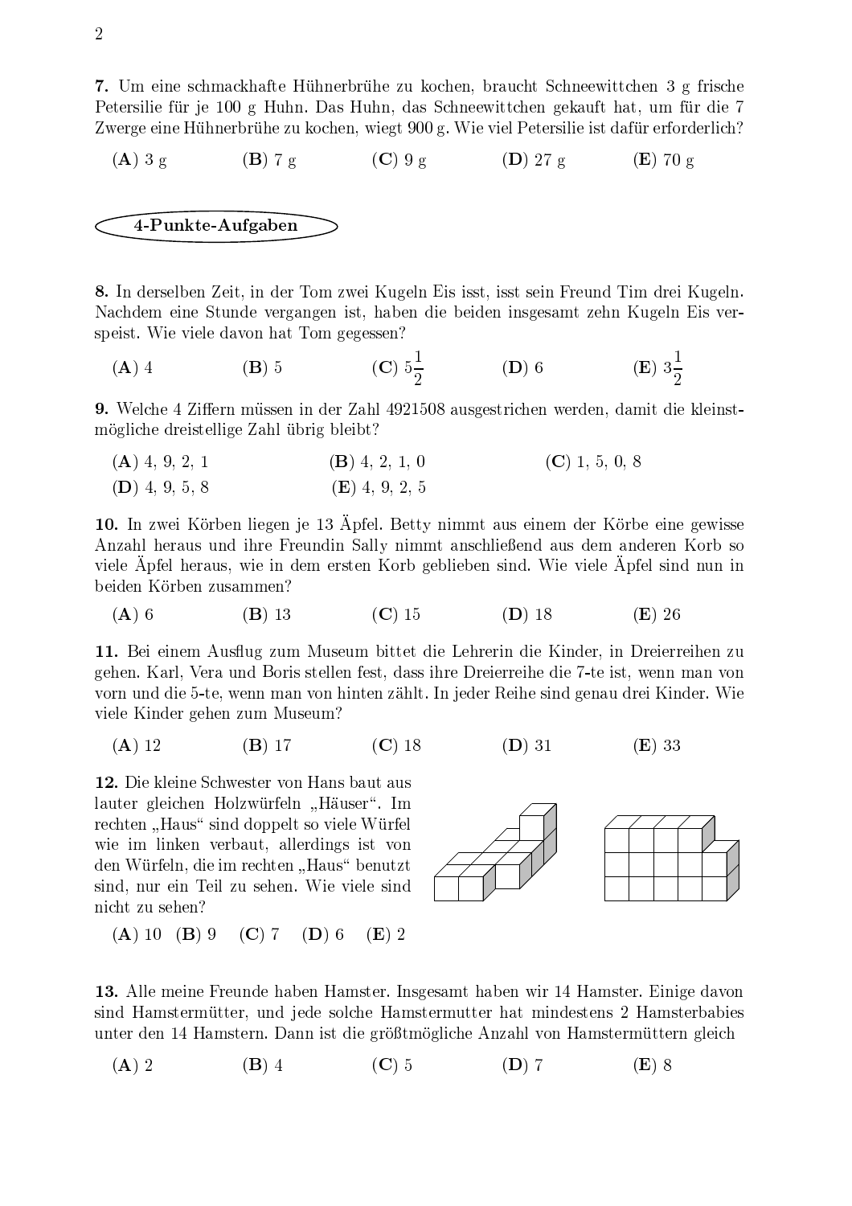**7.** Um eine schmackhafte Hühnerbrühe zu kochen, braucht Schneewittchen 3 g frische Petersilie für je 100 g Huhn. Das Huhn, das Schneewittchen gekauft hat, um für die 7 Zwerge eine Hühnerbrühe zu kochen, wiegt 900 g. Wie viel Petersilie ist dafür erforderlich?

(**A**) 3 g (**B**) 7 g (**C**) 9 g (**D**) 27 g (**E**) 70 g

## 4-Punkte-Aufgaben

**8.** In derselben Zeit, in der Tom zwei Kugeln Eis isst, isst sein Freund Tim drei Kugeln. Nachdem eine Stunde vergangen ist, haben die beiden insgesamt zehn Kugeln Eis verspeist. Wie viele davon hat Tom gegessen?

(**A**) 4 (**B**) 5 (**C**) $5\frac{1}{2}$ (**D**) 6 (**E**) $3\frac{1}{2}$

**9.** Welche 4 Ziffern müssen in der Zahl 4921508 ausgestrichen werden, damit die kleinstmögliche dreistellige Zahl übrig bleibt?

(**A**) 4, 9, 2, 1 (**B**) 4, 2, 1, 0 (**C**) 1, 5, 0, 8
(**D**) 4, 9, 5, 8 (**E**) 4, 9, 2, 5

**10.** In zwei Körben liegen je 13 Äpfel. Betty nimmt aus einem der Körbe eine gewisse Anzahl heraus und ihre Freundin Sally nimmt anschließend aus dem anderen Korb so viele Äpfel heraus, wie in dem ersten Korb geblieben sind. Wie viele Äpfel sind nun in beiden Körben zusammen?

(**A**) 6 (**B**) 13 (**C**) 15 (**D**) 18 (**E**) 26

**11.** Bei einem Ausflug zum Museum bittet die Lehrerin die Kinder, in Dreierreihen zu gehen. Karl, Vera und Boris stellen fest, dass ihre Dreierreihe die 7-te ist, wenn man von vorn und die 5-te, wenn man von hinten zählt. In jeder Reihe sind genau drei Kinder. Wie viele Kinder gehen zum Museum?

(**A**) 12 (**B**) 17 (**C**) 18 (**D**) 31 (**E**) 33

**12.** Die kleine Schwester von Hans baut aus lauter gleichen Holzwürfeln „Häuser". Im rechten „Haus" sind doppelt so viele Würfel wie im linken verbaut, allerdings ist von den Würfeln, die im rechten „Haus" benutzt sind, nur ein Teil zu sehen. Wie viele sind nicht zu sehen?

(**A**) 10 (**B**) 9 (**C**) 7 (**D**) 6 (**E**) 2

**13.** Alle meine Freunde haben Hamster. Insgesamt haben wir 14 Hamster. Einige davon sind Hamstermütter, und jede solche Hamstermutter hat mindestens 2 Hamsterbabies unter den 14 Hamstern. Dann ist die größtmögliche Anzahl von Hamstermüttern gleich

(**A**) 2 (**B**) 4 (**C**) 5 (**D**) 7 (**E**) 8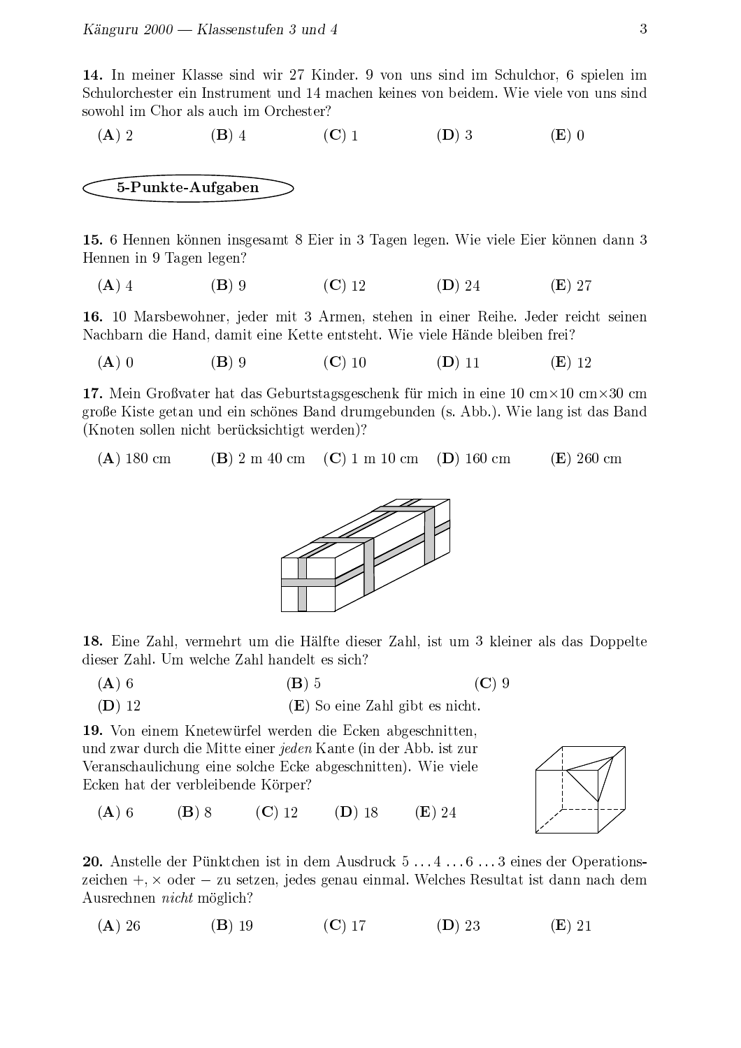**14.** In meiner Klasse sind wir 27 Kinder. 9 von uns sind im Schulchor, 6 spielen im Schulorchester ein Instrument und 14 machen keines von beidem. Wie viele von uns sind sowohl im Chor als auch im Orchester?

(**A**) 2 (**B**) 4 (**C**) 1 (**D**) 3 (**E**) 0

## 5-Punkte-Aufgaben

**15.** 6 Hennen können insgesamt 8 Eier in 3 Tagen legen. Wie viele Eier können dann 3 Hennen in 9 Tagen legen?

(**A**) 4 (**B**) 9 (**C**) 12 (**D**) 24 (**E**) 27

**16.** 10 Marsbewohner, jeder mit 3 Armen, stehen in einer Reihe. Jeder reicht seinen Nachbarn die Hand, damit eine Kette entsteht. Wie viele Hände bleiben frei?

(**A**) 0 (**B**) 9 (**C**) 10 (**D**) 11 (**E**) 12

**17.** Mein Großvater hat das Geburtstagsgeschenk für mich in eine 10 cm$\times$10 cm$\times$30 cm große Kiste getan und ein schönes Band drumgebunden (s. Abb.). Wie lang ist das Band (Knoten sollen nicht berücksichtigt werden)?

(**A**) 180 cm (**B**) 2 m 40 cm (**C**) 1 m 10 cm (**D**) 160 cm (**E**) 260 cm

**18.** Eine Zahl, vermehrt um die Hälfte dieser Zahl, ist um 3 kleiner als das Doppelte dieser Zahl. Um welche Zahl handelt es sich?

(**A**) 6 (**B**) 5 (**C**) 9
(**D**) 12 (**E**) So eine Zahl gibt es nicht.

**19.** Von einem Knetewürfel werden die Ecken abgeschnitten, und zwar durch die Mitte einer *jeden* Kante (in der Abb. ist zur Veranschaulichung eine solche Ecke abgeschnitten). Wie viele Ecken hat der verbleibende Körper?

(**A**) 6 (**B**) 8 (**C**) 12 (**D**) 18 (**E**) 24

**20.** Anstelle der Pünktchen ist in dem Ausdruck $5 \ldots 4 \ldots 6 \ldots 3$ eines der Operationszeichen $+$, $\times$ oder $-$ zu setzen, jedes genau einmal. Welches Resultat ist dann nach dem Ausrechnen *nicht* möglich?

(**A**) 26 (**B**) 19 (**C**) 17 (**D**) 23 (**E**) 21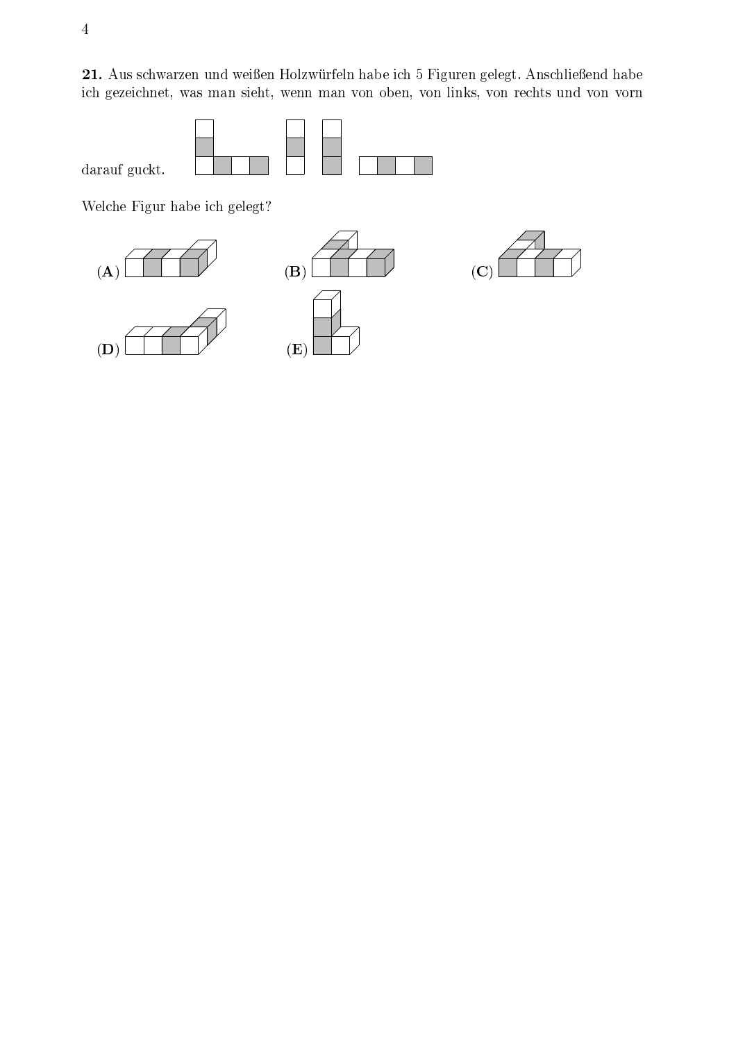**21.** Aus schwarzen und weißen Holzwürfeln habe ich 5 Figuren gelegt. Anschließend habe ich gezeichnet, was man sieht, wenn man von oben, von links, von rechts und von vorn darauf guckt.

Welche Figur habe ich gelegt?

(**A**) (**B**) (**C**)

(**D**) (**E**)